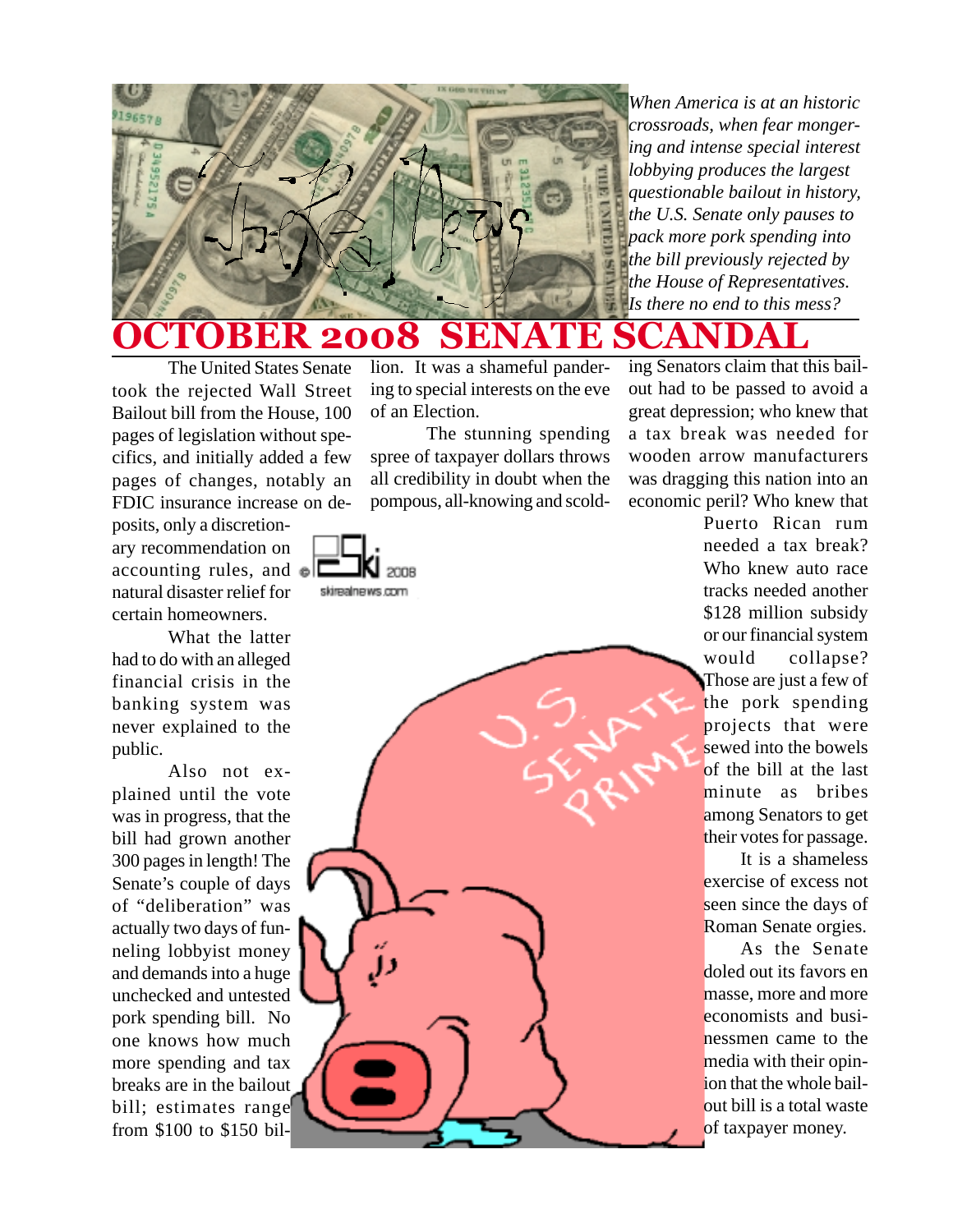*When America is at an historic crossroads, when fear mongering and intense special interest lobbying produces the largest questionable bailout in history, the U.S. Senate only pauses to pack more pork spending into the bill previously rejected by the House of Representatives. Is there no end to this mess?*

# OCTOBER 2008 SENATE SCANDAL

The United States Senate took the rejected Wall Street Bailout bill from the House, 100 pages of legislation without specifics, and initially added a few pages of changes, notably an FDIC insurance increase on deposits, only a discretionary recommendation on accounting rules, and natural disaster relief for certain homeowners.

What the latter had to do with an alleged financial crisis in the banking system was never explained to the public.

Also not explained until the vote was in progress, that the bill had grown another 300 pages in length! The Senate's couple of days of "deliberation" was actually two days of funneling lobbyist money and demands into a huge unchecked and untested pork spending bill. No one knows how much more spending and tax breaks are in the bailout bill; estimates range from $100 to $150 billion. It was a shameful pandering to special interests on the eve of an Election.

The stunning spending spree of taxpayer dollars throws all credibility in doubt when the pompous, all-knowing and scolding Senators claim that this bailout had to be passed to avoid a great depression; who knew that a tax break was needed for wooden arrow manufacturers was dragging this nation into an economic peril? Who knew that Puerto Rican rum needed a tax break? Who knew auto race tracks needed another $128 million subsidy or our financial system would collapse? Those are just a few of the pork spending projects that were sewed into the bowels of the bill at the last minute as bribes among Senators to get their votes for passage.

It is a shameless exercise of excess not seen since the days of Roman Senate orgies.

As the Senate doled out its favors en masse, more and more economists and businessmen came to the media with their opinion that the whole bailout bill is a total waste of taxpayer money.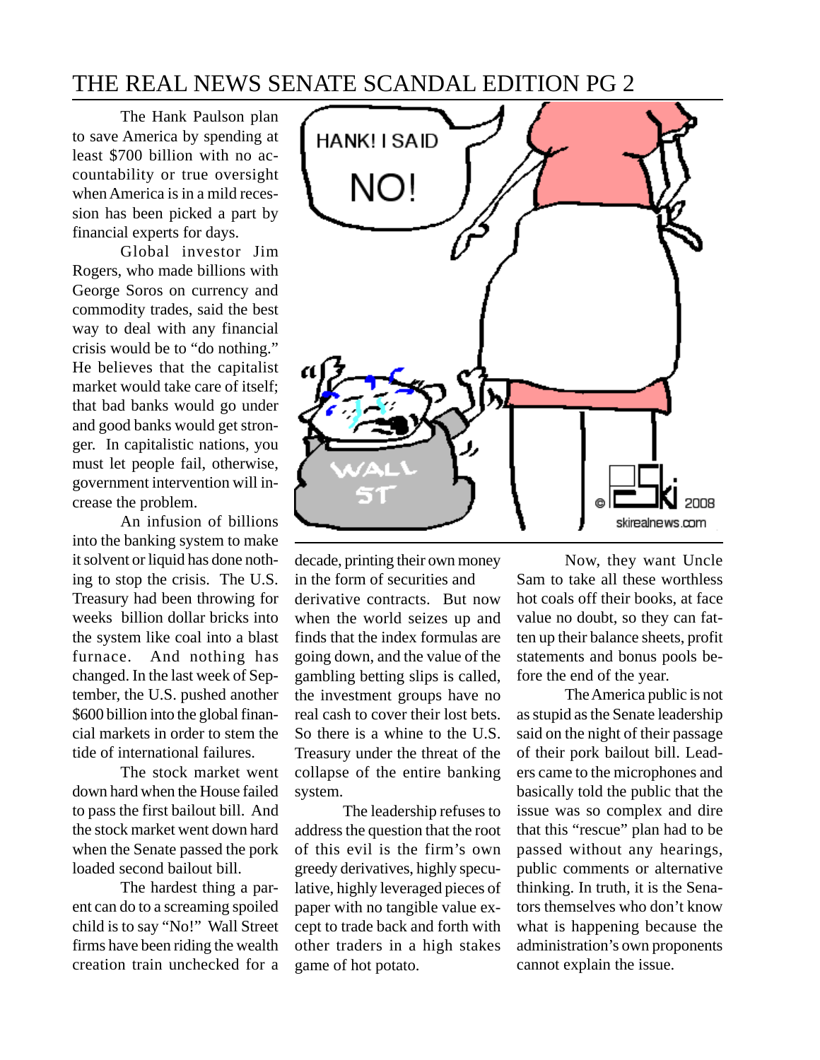# THE REAL NEWS SENATE SCANDAL EDITION PG 2

The Hank Paulson plan to save America by spending at least $700 billion with no accountability or true oversight when America is in a mild recession has been picked a part by financial experts for days.

Global investor Jim Rogers, who made billions with George Soros on currency and commodity trades, said the best way to deal with any financial crisis would be to "do nothing." He believes that the capitalist market would take care of itself; that bad banks would go under and good banks would get stronger. In capitalistic nations, you must let people fail, otherwise, government intervention will increase the problem.

An infusion of billions into the banking system to make it solvent or liquid has done nothing to stop the crisis. The U.S. Treasury had been throwing for weeks billion dollar bricks into the system like coal into a blast furnace. And nothing has changed. In the last week of September, the U.S. pushed another $600 billion into the global financial markets in order to stem the tide of international failures.

The stock market went down hard when the House failed to pass the first bailout bill. And the stock market went down hard when the Senate passed the pork loaded second bailout bill.

The hardest thing a parent can do to a screaming spoiled child is to say "No!" Wall Street firms have been riding the wealth creation train unchecked for a decade, printing their own money in the form of securities and derivative contracts. But now when the world seizes up and finds that the index formulas are going down, and the value of the gambling betting slips is called, the investment groups have no real cash to cover their lost bets. So there is a whine to the U.S. Treasury under the threat of the collapse of the entire banking system.

The leadership refuses to address the question that the root of this evil is the firm's own greedy derivatives, highly speculative, highly leveraged pieces of paper with no tangible value except to trade back and forth with other traders in a high stakes game of hot potato.

Now, they want Uncle Sam to take all these worthless hot coals off their books, at face value no doubt, so they can fatten up their balance sheets, profit statements and bonus pools before the end of the year.

The America public is not as stupid as the Senate leadership said on the night of their passage of their pork bailout bill. Leaders came to the microphones and basically told the public that the issue was so complex and dire that this "rescue" plan had to be passed without any hearings, public comments or alternative thinking. In truth, it is the Senators themselves who don't know what is happening because the administration's own proponents cannot explain the issue.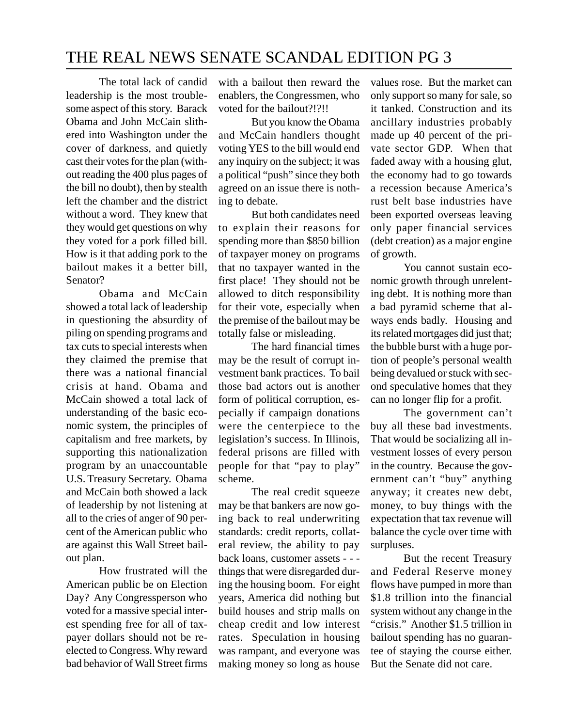The total lack of candid leadership is the most troublesome aspect of this story. Barack Obama and John McCain slithered into Washington under the cover of darkness, and quietly cast their votes for the plan (without reading the 400 plus pages of the bill no doubt), then by stealth left the chamber and the district without a word. They knew that they would get questions on why they voted for a pork filled bill. How is it that adding pork to the bailout makes it a better bill, Senator?

Obama and McCain showed a total lack of leadership in questioning the absurdity of piling on spending programs and tax cuts to special interests when they claimed the premise that there was a national financial crisis at hand. Obama and McCain showed a total lack of understanding of the basic economic system, the principles of capitalism and free markets, by supporting this nationalization program by an unaccountable U.S. Treasury Secretary. Obama and McCain both showed a lack of leadership by not listening at all to the cries of anger of 90 percent of the American public who are against this Wall Street bailout plan.

How frustrated will the American public be on Election Day? Any Congressperson who voted for a massive special interest spending free for all of taxpayer dollars should not be reelected to Congress. Why reward bad behavior of Wall Street firms with a bailout then reward the enablers, the Congressmen, who voted for the bailout?!?!!

But you know the Obama and McCain handlers thought voting YES to the bill would end any inquiry on the subject; it was a political "push" since they both agreed on an issue there is nothing to debate.

But both candidates need to explain their reasons for spending more than $850 billion of taxpayer money on programs that no taxpayer wanted in the first place! They should not be allowed to ditch responsibility for their vote, especially when the premise of the bailout may be totally false or misleading.

The hard financial times may be the result of corrupt investment bank practices. To bail those bad actors out is another form of political corruption, especially if campaign donations were the centerpiece to the legislation's success. In Illinois, federal prisons are filled with people for that "pay to play" scheme.

The real credit squeeze may be that bankers are now going back to real underwriting standards: credit reports, collateral review, the ability to pay back loans, customer assets - - - things that were disregarded during the housing boom. For eight years, America did nothing but build houses and strip malls on cheap credit and low interest rates. Speculation in housing was rampant, and everyone was making money so long as house values rose. But the market can only support so many for sale, so it tanked. Construction and its ancillary industries probably made up 40 percent of the private sector GDP. When that faded away with a housing glut, the economy had to go towards a recession because America's rust belt base industries have been exported overseas leaving only paper financial services (debt creation) as a major engine of growth.

You cannot sustain economic growth through unrelenting debt. It is nothing more than a bad pyramid scheme that always ends badly. Housing and its related mortgages did just that; the bubble burst with a huge portion of people's personal wealth being devalued or stuck with second speculative homes that they can no longer flip for a profit.

The government can't buy all these bad investments. That would be socializing all investment losses of every person in the country. Because the government can't "buy" anything anyway; it creates new debt, money, to buy things with the expectation that tax revenue will balance the cycle over time with surpluses.

But the recent Treasury and Federal Reserve money flows have pumped in more than $1.8 trillion into the financial system without any change in the "crisis." Another $1.5 trillion in bailout spending has no guarantee of staying the course either. But the Senate did not care.